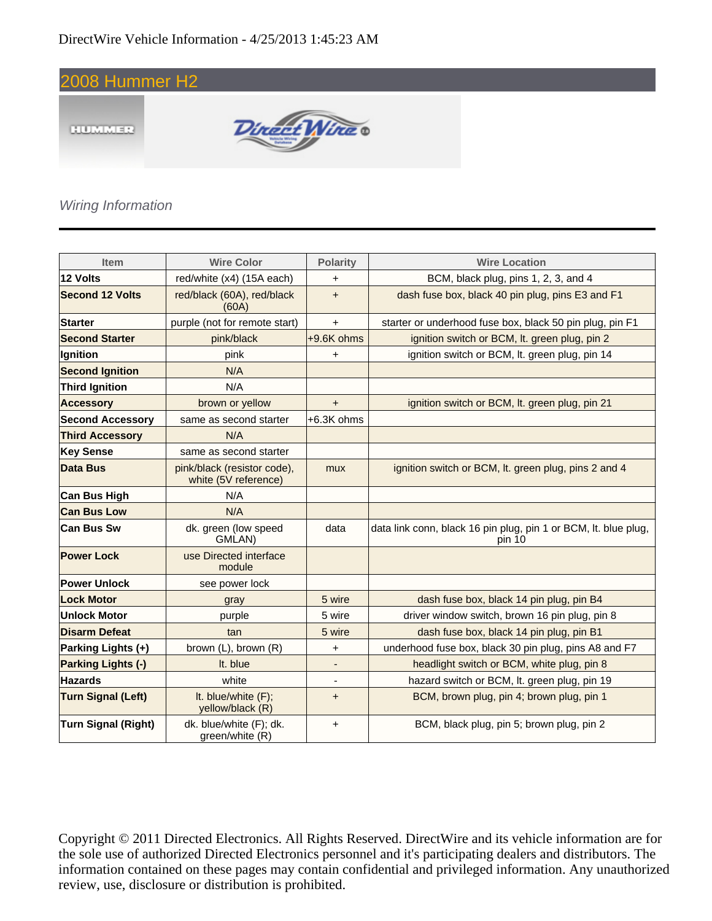DirectWire Vehicle Information - 4/25/2013 1:45:23 AM

# 2008 Hummer H2

*Wiring Information*

| Item | Wire Color | Polarity | Wire Location |
|---|---|---|---|
| **12 Volts** | red/white (x4) (15A each) | + | BCM, black plug, pins 1, 2, 3, and 4 |
| **Second 12 Volts** | red/black (60A), red/black (60A) | + | dash fuse box, black 40 pin plug, pins E3 and F1 |
| **Starter** | purple (not for remote start) | + | starter or underhood fuse box, black 50 pin plug, pin F1 |
| **Second Starter** | pink/black | +9.6K ohms | ignition switch or BCM, lt. green plug, pin 2 |
| **Ignition** | pink | + | ignition switch or BCM, lt. green plug, pin 14 |
| **Second Ignition** | N/A | | |
| **Third Ignition** | N/A | | |
| **Accessory** | brown or yellow | + | ignition switch or BCM, lt. green plug, pin 21 |
| **Second Accessory** | same as second starter | +6.3K ohms | |
| **Third Accessory** | N/A | | |
| **Key Sense** | same as second starter | | |
| **Data Bus** | pink/black (resistor code), white (5V reference) | mux | ignition switch or BCM, lt. green plug, pins 2 and 4 |
| **Can Bus High** | N/A | | |
| **Can Bus Low** | N/A | | |
| **Can Bus Sw** | dk. green (low speed GMLAN) | data | data link conn, black 16 pin plug, pin 1 or BCM, lt. blue plug, pin 10 |
| **Power Lock** | use Directed interface module | | |
| **Power Unlock** | see power lock | | |
| **Lock Motor** | gray | 5 wire | dash fuse box, black 14 pin plug, pin B4 |
| **Unlock Motor** | purple | 5 wire | driver window switch, brown 16 pin plug, pin 8 |
| **Disarm Defeat** | tan | 5 wire | dash fuse box, black 14 pin plug, pin B1 |
| **Parking Lights (+)** | brown (L), brown (R) | + | underhood fuse box, black 30 pin plug, pins A8 and F7 |
| **Parking Lights (-)** | lt. blue | - | headlight switch or BCM, white plug, pin 8 |
| **Hazards** | white | - | hazard switch or BCM, lt. green plug, pin 19 |
| **Turn Signal (Left)** | lt. blue/white (F); yellow/black (R) | + | BCM, brown plug, pin 4; brown plug, pin 1 |
| **Turn Signal (Right)** | dk. blue/white (F); dk. green/white (R) | + | BCM, black plug, pin 5; brown plug, pin 2 |

Copyright © 2011 Directed Electronics. All Rights Reserved. DirectWire and its vehicle information are for the sole use of authorized Directed Electronics personnel and it's participating dealers and distributors. The information contained on these pages may contain confidential and privileged information. Any unauthorized review, use, disclosure or distribution is prohibited.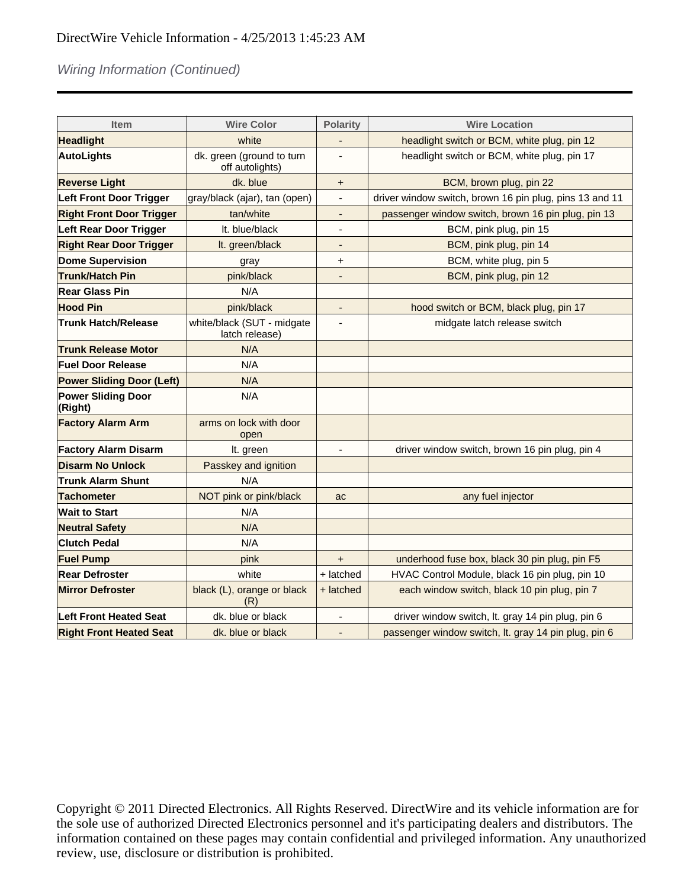DirectWire Vehicle Information - 4/25/2013 1:45:23 AM

*Wiring Information (Continued)*

| Item | Wire Color | Polarity | Wire Location |
|---|---|---|---|
| **Headlight** | white | - | headlight switch or BCM, white plug, pin 12 |
| **AutoLights** | dk. green (ground to turn off autolights) | - | headlight switch or BCM, white plug, pin 17 |
| **Reverse Light** | dk. blue | + | BCM, brown plug, pin 22 |
| **Left Front Door Trigger** | gray/black (ajar), tan (open) | - | driver window switch, brown 16 pin plug, pins 13 and 11 |
| **Right Front Door Trigger** | tan/white | - | passenger window switch, brown 16 pin plug, pin 13 |
| **Left Rear Door Trigger** | lt. blue/black | - | BCM, pink plug, pin 15 |
| **Right Rear Door Trigger** | lt. green/black | - | BCM, pink plug, pin 14 |
| **Dome Supervision** | gray | + | BCM, white plug, pin 5 |
| **Trunk/Hatch Pin** | pink/black | - | BCM, pink plug, pin 12 |
| **Rear Glass Pin** | N/A | | |
| **Hood Pin** | pink/black | - | hood switch or BCM, black plug, pin 17 |
| **Trunk Hatch/Release** | white/black (SUT - midgate latch release) | - | midgate latch release switch |
| **Trunk Release Motor** | N/A | | |
| **Fuel Door Release** | N/A | | |
| **Power Sliding Door (Left)** | N/A | | |
| **Power Sliding Door (Right)** | N/A | | |
| **Factory Alarm Arm** | arms on lock with door open | | |
| **Factory Alarm Disarm** | lt. green | - | driver window switch, brown 16 pin plug, pin 4 |
| **Disarm No Unlock** | Passkey and ignition | | |
| **Trunk Alarm Shunt** | N/A | | |
| **Tachometer** | NOT pink or pink/black | ac | any fuel injector |
| **Wait to Start** | N/A | | |
| **Neutral Safety** | N/A | | |
| **Clutch Pedal** | N/A | | |
| **Fuel Pump** | pink | + | underhood fuse box, black 30 pin plug, pin F5 |
| **Rear Defroster** | white | + latched | HVAC Control Module, black 16 pin plug, pin 10 |
| **Mirror Defroster** | black (L), orange or black (R) | + latched | each window switch, black 10 pin plug, pin 7 |
| **Left Front Heated Seat** | dk. blue or black | - | driver window switch, lt. gray 14 pin plug, pin 6 |
| **Right Front Heated Seat** | dk. blue or black | - | passenger window switch, lt. gray 14 pin plug, pin 6 |

Copyright © 2011 Directed Electronics. All Rights Reserved. DirectWire and its vehicle information are for the sole use of authorized Directed Electronics personnel and it's participating dealers and distributors. The information contained on these pages may contain confidential and privileged information. Any unauthorized review, use, disclosure or distribution is prohibited.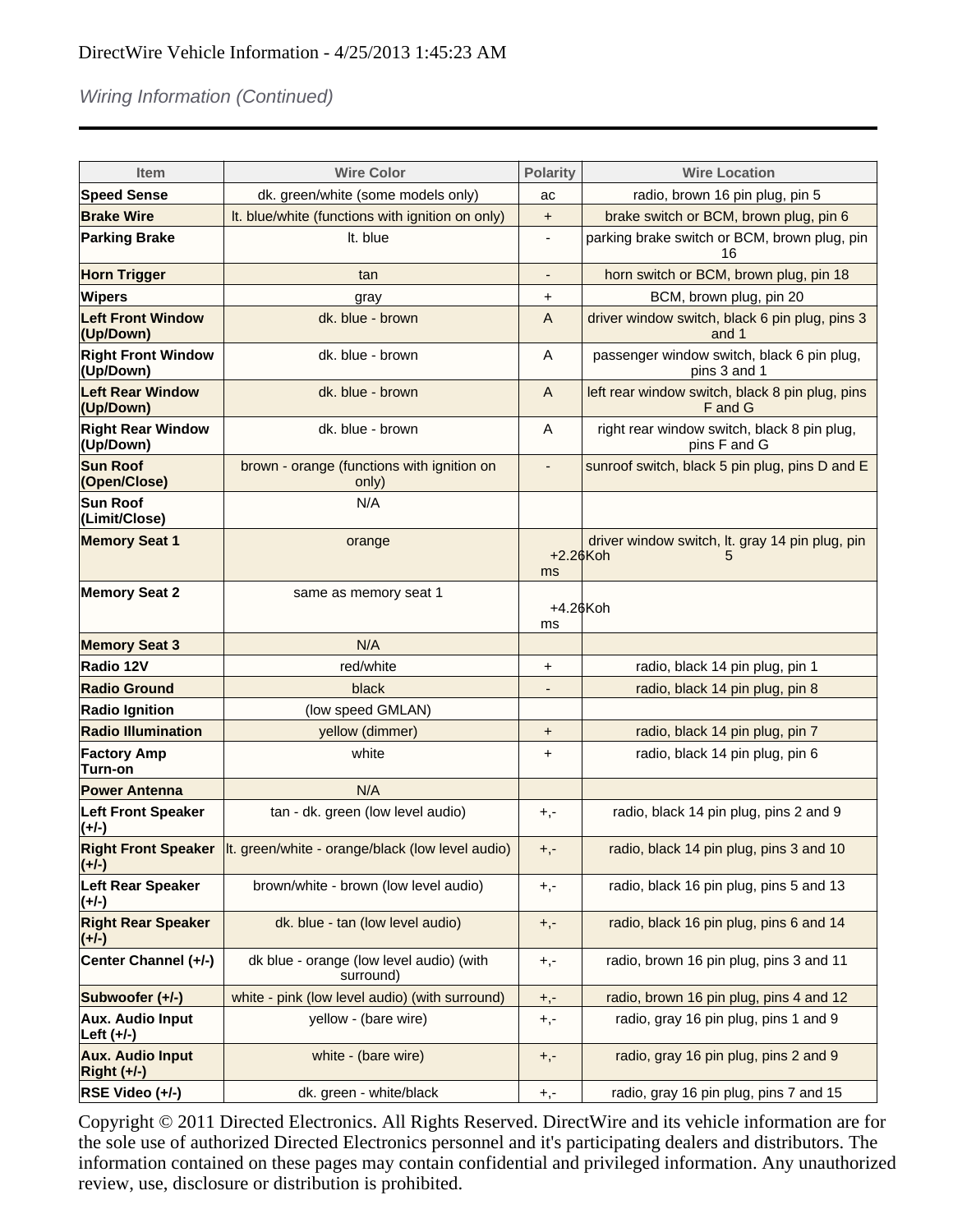DirectWire Vehicle Information - 4/25/2013 1:45:23 AM

*Wiring Information (Continued)*

| Item | Wire Color | Polarity | Wire Location |
|---|---|---|---|
| **Speed Sense** | dk. green/white (some models only) | ac | radio, brown 16 pin plug, pin 5 |
| **Brake Wire** | lt. blue/white (functions with ignition on only) | + | brake switch or BCM, brown plug, pin 6 |
| **Parking Brake** | lt. blue | - | parking brake switch or BCM, brown plug, pin 16 |
| **Horn Trigger** | tan | - | horn switch or BCM, brown plug, pin 18 |
| **Wipers** | gray | + | BCM, brown plug, pin 20 |
| **Left Front Window (Up/Down)** | dk. blue - brown | A | driver window switch, black 6 pin plug, pins 3 and 1 |
| **Right Front Window (Up/Down)** | dk. blue - brown | A | passenger window switch, black 6 pin plug, pins 3 and 1 |
| **Left Rear Window (Up/Down)** | dk. blue - brown | A | left rear window switch, black 8 pin plug, pins F and G |
| **Right Rear Window (Up/Down)** | dk. blue - brown | A | right rear window switch, black 8 pin plug, pins F and G |
| **Sun Roof (Open/Close)** | brown - orange (functions with ignition on only) | - | sunroof switch, black 5 pin plug, pins D and E |
| **Sun Roof (Limit/Close)** | N/A | | |
| **Memory Seat 1** | orange | +2.26Kohms | driver window switch, lt. gray 14 pin plug, pin 5 |
| **Memory Seat 2** | same as memory seat 1 | +4.26Kohms | |
| **Memory Seat 3** | N/A | | |
| **Radio 12V** | red/white | + | radio, black 14 pin plug, pin 1 |
| **Radio Ground** | black | - | radio, black 14 pin plug, pin 8 |
| **Radio Ignition** | (low speed GMLAN) | | |
| **Radio Illumination** | yellow (dimmer) | + | radio, black 14 pin plug, pin 7 |
| **Factory Amp Turn-on** | white | + | radio, black 14 pin plug, pin 6 |
| **Power Antenna** | N/A | | |
| **Left Front Speaker (+/-)** | tan - dk. green (low level audio) | +,- | radio, black 14 pin plug, pins 2 and 9 |
| **Right Front Speaker (+/-)** | lt. green/white - orange/black (low level audio) | +,- | radio, black 14 pin plug, pins 3 and 10 |
| **Left Rear Speaker (+/-)** | brown/white - brown (low level audio) | +,- | radio, black 16 pin plug, pins 5 and 13 |
| **Right Rear Speaker (+/-)** | dk. blue - tan (low level audio) | +,- | radio, black 16 pin plug, pins 6 and 14 |
| **Center Channel (+/-)** | dk blue - orange (low level audio) (with surround) | +,- | radio, brown 16 pin plug, pins 3 and 11 |
| **Subwoofer (+/-)** | white - pink (low level audio) (with surround) | +,- | radio, brown 16 pin plug, pins 4 and 12 |
| **Aux. Audio Input Left (+/-)** | yellow - (bare wire) | +,- | radio, gray 16 pin plug, pins 1 and 9 |
| **Aux. Audio Input Right (+/-)** | white - (bare wire) | +,- | radio, gray 16 pin plug, pins 2 and 9 |
| **RSE Video (+/-)** | dk. green - white/black | +,- | radio, gray 16 pin plug, pins 7 and 15 |

Copyright © 2011 Directed Electronics. All Rights Reserved. DirectWire and its vehicle information are for the sole use of authorized Directed Electronics personnel and it's participating dealers and distributors. The information contained on these pages may contain confidential and privileged information. Any unauthorized review, use, disclosure or distribution is prohibited.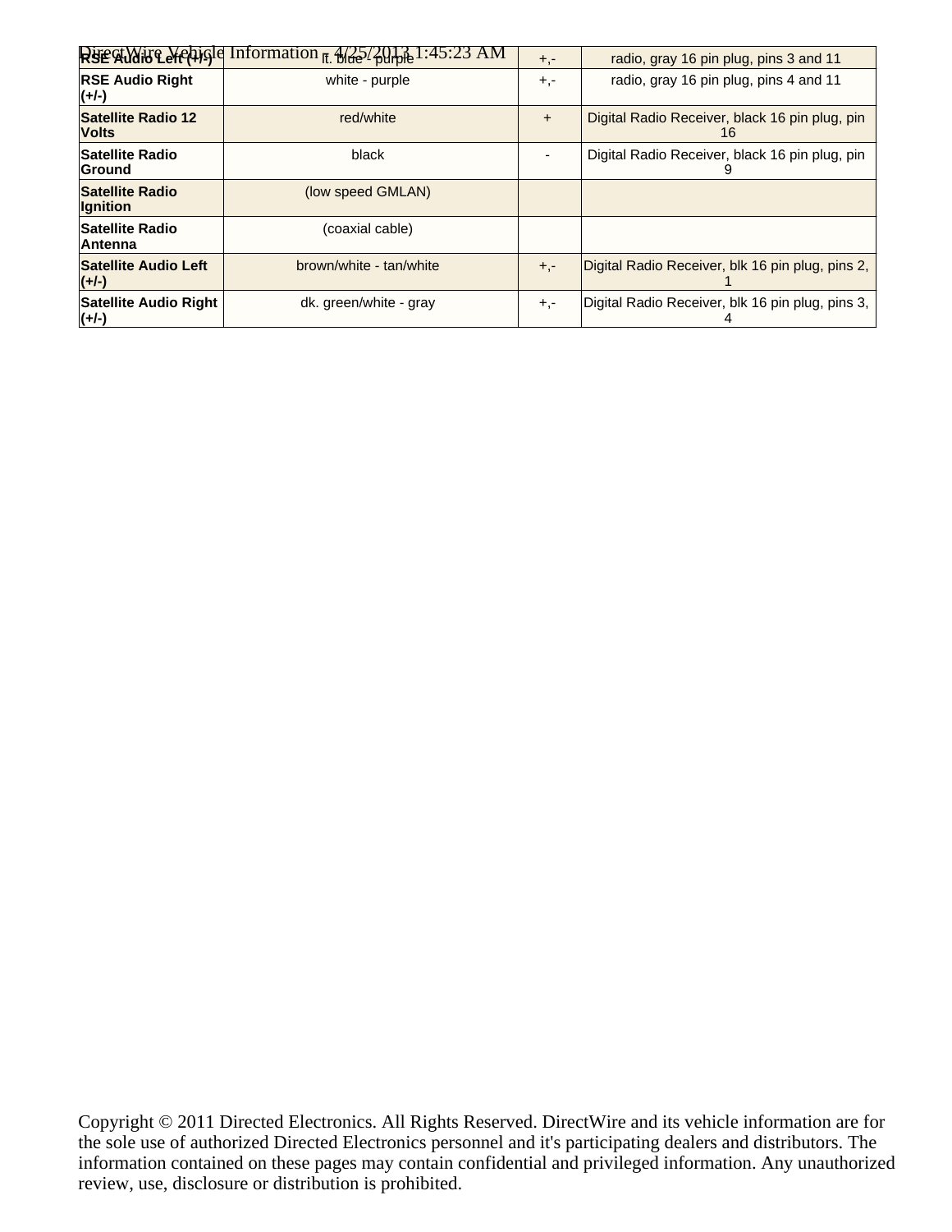| RSE Audio Left (+/-) | lt. blue - purple | +,- | radio, gray 16 pin plug, pins 3 and 11 |
| --- | --- | --- | --- |
| **RSE Audio Right (+/-)** | white - purple | +,- | radio, gray 16 pin plug, pins 4 and 11 |
| **Satellite Radio 12 Volts** | red/white | + | Digital Radio Receiver, black 16 pin plug, pin 16 |
| **Satellite Radio Ground** | black | - | Digital Radio Receiver, black 16 pin plug, pin 9 |
| **Satellite Radio Ignition** | (low speed GMLAN) | | |
| **Satellite Radio Antenna** | (coaxial cable) | | |
| **Satellite Audio Left (+/-)** | brown/white - tan/white | +,- | Digital Radio Receiver, blk 16 pin plug, pins 2, 1 |
| **Satellite Audio Right (+/-)** | dk. green/white - gray | +,- | Digital Radio Receiver, blk 16 pin plug, pins 3, 4 |

Copyright © 2011 Directed Electronics. All Rights Reserved. DirectWire and its vehicle information are for the sole use of authorized Directed Electronics personnel and it's participating dealers and distributors. The information contained on these pages may contain confidential and privileged information. Any unauthorized review, use, disclosure or distribution is prohibited.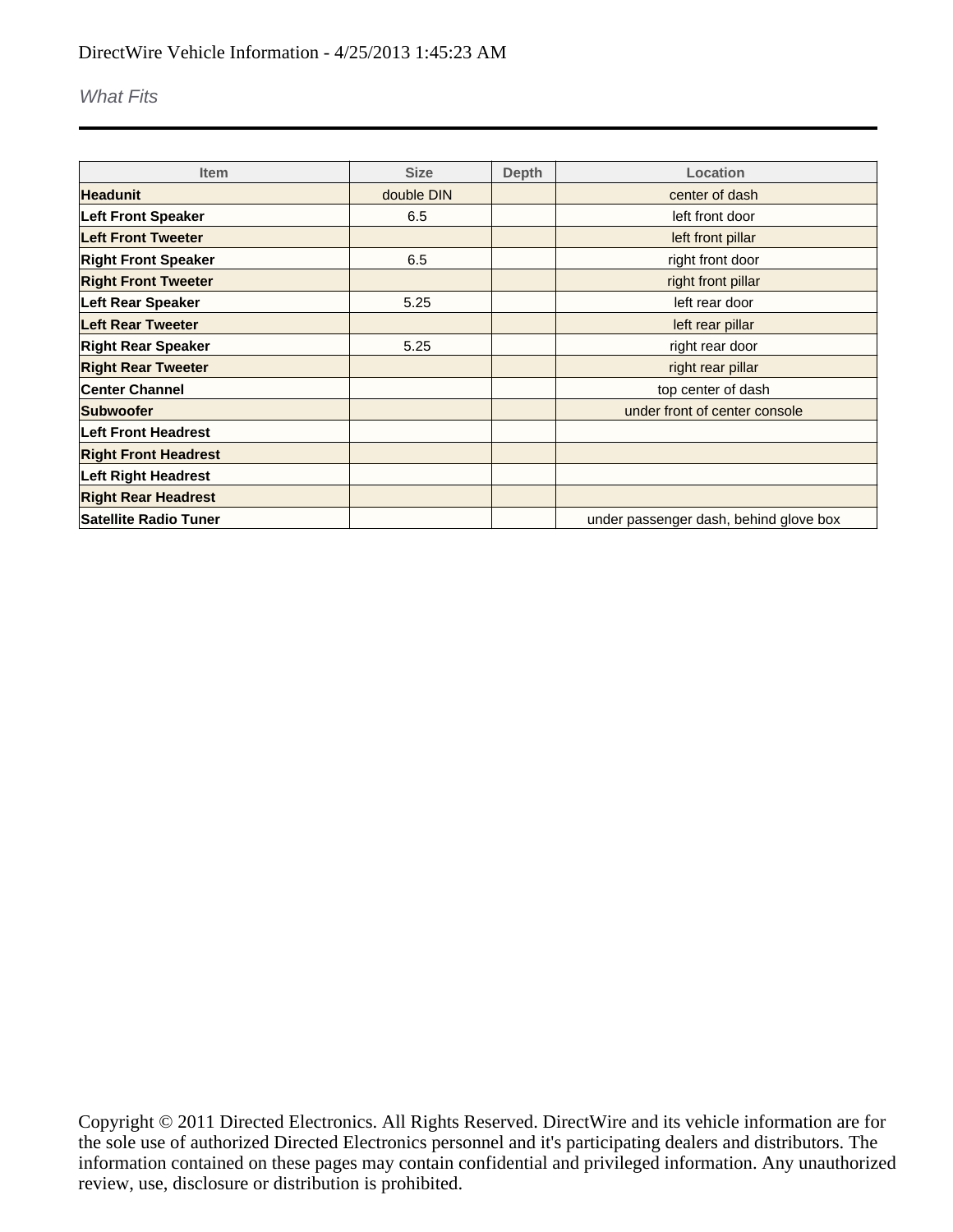DirectWire Vehicle Information - 4/25/2013 1:45:23 AM

*What Fits*

| Item | Size | Depth | Location |
|---|---|---|---|
| **Headunit** | double DIN | | center of dash |
| **Left Front Speaker** | 6.5 | | left front door |
| **Left Front Tweeter** | | | left front pillar |
| **Right Front Speaker** | 6.5 | | right front door |
| **Right Front Tweeter** | | | right front pillar |
| **Left Rear Speaker** | 5.25 | | left rear door |
| **Left Rear Tweeter** | | | left rear pillar |
| **Right Rear Speaker** | 5.25 | | right rear door |
| **Right Rear Tweeter** | | | right rear pillar |
| **Center Channel** | | | top center of dash |
| **Subwoofer** | | | under front of center console |
| **Left Front Headrest** | | | |
| **Right Front Headrest** | | | |
| **Left Right Headrest** | | | |
| **Right Rear Headrest** | | | |
| **Satellite Radio Tuner** | | | under passenger dash, behind glove box |

Copyright © 2011 Directed Electronics. All Rights Reserved. DirectWire and its vehicle information are for the sole use of authorized Directed Electronics personnel and it's participating dealers and distributors. The information contained on these pages may contain confidential and privileged information. Any unauthorized review, use, disclosure or distribution is prohibited.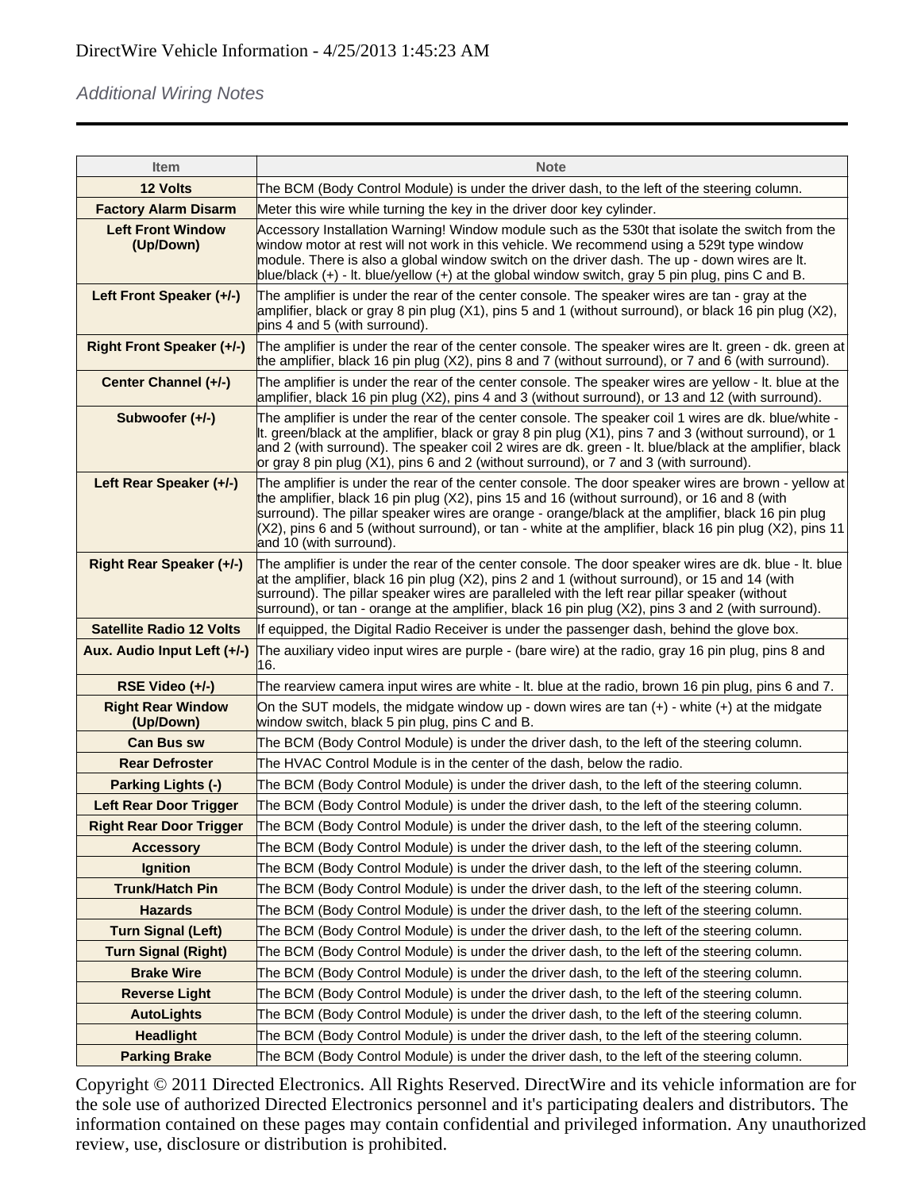DirectWire Vehicle Information - 4/25/2013 1:45:23 AM

*Additional Wiring Notes*

| Item | Note |
| --- | --- |
| **12 Volts** | The BCM (Body Control Module) is under the driver dash, to the left of the steering column. |
| **Factory Alarm Disarm** | Meter this wire while turning the key in the driver door key cylinder. |
| **Left Front Window (Up/Down)** | Accessory Installation Warning! Window module such as the 530t that isolate the switch from the window motor at rest will not work in this vehicle. We recommend using a 529t type window module. There is also a global window switch on the driver dash. The up - down wires are lt. blue/black (+) - lt. blue/yellow (+) at the global window switch, gray 5 pin plug, pins C and B. |
| **Left Front Speaker (+/-)** | The amplifier is under the rear of the center console. The speaker wires are tan - gray at the amplifier, black or gray 8 pin plug (X1), pins 5 and 1 (without surround), or black 16 pin plug (X2), pins 4 and 5 (with surround). |
| **Right Front Speaker (+/-)** | The amplifier is under the rear of the center console. The speaker wires are lt. green - dk. green at the amplifier, black 16 pin plug (X2), pins 8 and 7 (without surround), or 7 and 6 (with surround). |
| **Center Channel (+/-)** | The amplifier is under the rear of the center console. The speaker wires are yellow - lt. blue at the amplifier, black 16 pin plug (X2), pins 4 and 3 (without surround), or 13 and 12 (with surround). |
| **Subwoofer (+/-)** | The amplifier is under the rear of the center console. The speaker coil 1 wires are dk. blue/white - lt. green/black at the amplifier, black or gray 8 pin plug (X1), pins 7 and 3 (without surround), or 1 and 2 (with surround). The speaker coil 2 wires are dk. green - lt. blue/black at the amplifier, black or gray 8 pin plug (X1), pins 6 and 2 (without surround), or 7 and 3 (with surround). |
| **Left Rear Speaker (+/-)** | The amplifier is under the rear of the center console. The door speaker wires are brown - yellow at the amplifier, black 16 pin plug (X2), pins 15 and 16 (without surround), or 16 and 8 (with surround). The pillar speaker wires are orange - orange/black at the amplifier, black 16 pin plug (X2), pins 6 and 5 (without surround), or tan - white at the amplifier, black 16 pin plug (X2), pins 11 and 10 (with surround). |
| **Right Rear Speaker (+/-)** | The amplifier is under the rear of the center console. The door speaker wires are dk. blue - lt. blue at the amplifier, black 16 pin plug (X2), pins 2 and 1 (without surround), or 15 and 14 (with surround). The pillar speaker wires are paralleled with the left rear pillar speaker (without surround), or tan - orange at the amplifier, black 16 pin plug (X2), pins 3 and 2 (with surround). |
| **Satellite Radio 12 Volts** | If equipped, the Digital Radio Receiver is under the passenger dash, behind the glove box. |
| **Aux. Audio Input Left (+/-)** | The auxiliary video input wires are purple - (bare wire) at the radio, gray 16 pin plug, pins 8 and 16. |
| **RSE Video (+/-)** | The rearview camera input wires are white - lt. blue at the radio, brown 16 pin plug, pins 6 and 7. |
| **Right Rear Window (Up/Down)** | On the SUT models, the midgate window up - down wires are tan (+) - white (+) at the midgate window switch, black 5 pin plug, pins C and B. |
| **Can Bus sw** | The BCM (Body Control Module) is under the driver dash, to the left of the steering column. |
| **Rear Defroster** | The HVAC Control Module is in the center of the dash, below the radio. |
| **Parking Lights (-)** | The BCM (Body Control Module) is under the driver dash, to the left of the steering column. |
| **Left Rear Door Trigger** | The BCM (Body Control Module) is under the driver dash, to the left of the steering column. |
| **Right Rear Door Trigger** | The BCM (Body Control Module) is under the driver dash, to the left of the steering column. |
| **Accessory** | The BCM (Body Control Module) is under the driver dash, to the left of the steering column. |
| **Ignition** | The BCM (Body Control Module) is under the driver dash, to the left of the steering column. |
| **Trunk/Hatch Pin** | The BCM (Body Control Module) is under the driver dash, to the left of the steering column. |
| **Hazards** | The BCM (Body Control Module) is under the driver dash, to the left of the steering column. |
| **Turn Signal (Left)** | The BCM (Body Control Module) is under the driver dash, to the left of the steering column. |
| **Turn Signal (Right)** | The BCM (Body Control Module) is under the driver dash, to the left of the steering column. |
| **Brake Wire** | The BCM (Body Control Module) is under the driver dash, to the left of the steering column. |
| **Reverse Light** | The BCM (Body Control Module) is under the driver dash, to the left of the steering column. |
| **AutoLights** | The BCM (Body Control Module) is under the driver dash, to the left of the steering column. |
| **Headlight** | The BCM (Body Control Module) is under the driver dash, to the left of the steering column. |
| **Parking Brake** | The BCM (Body Control Module) is under the driver dash, to the left of the steering column. |

Copyright © 2011 Directed Electronics. All Rights Reserved. DirectWire and its vehicle information are for the sole use of authorized Directed Electronics personnel and it's participating dealers and distributors. The information contained on these pages may contain confidential and privileged information. Any unauthorized review, use, disclosure or distribution is prohibited.